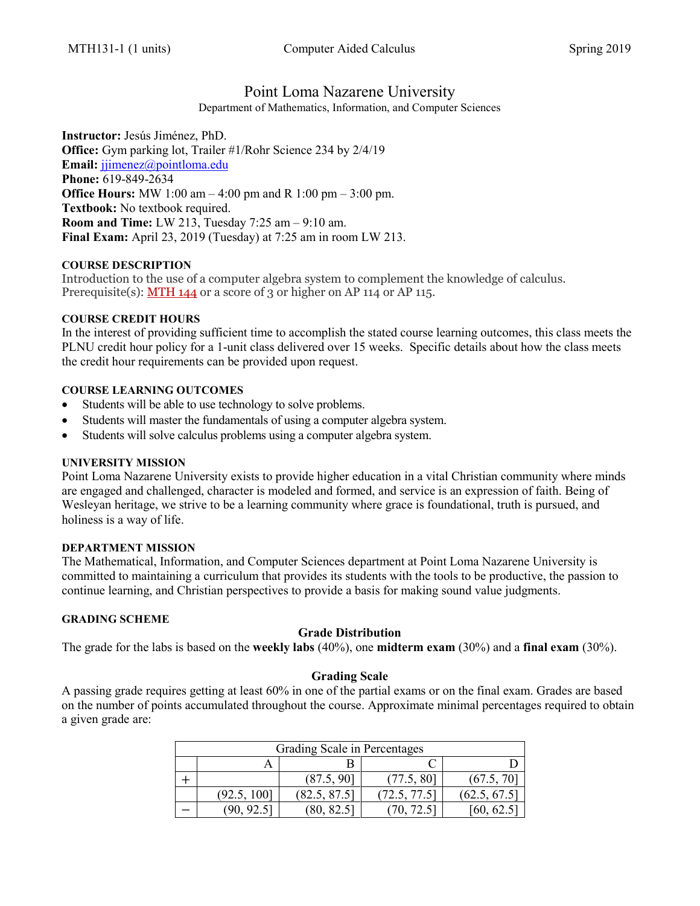MTH131-1 (1 units) Computer Aided Calculus Spring 2019

# Point Loma Nazarene University

Department of Mathematics, Information, and Computer Sciences

**Instructor:** Jesús Jiménez, PhD.
**Office:** Gym parking lot, Trailer #1/Rohr Science 234 by 2/4/19
**Email:** jjimenez@pointloma.edu
**Phone:** 619-849-2634
**Office Hours:** MW 1:00 am – 4:00 pm and R 1:00 pm – 3:00 pm.
**Textbook:** No textbook required.
**Room and Time:** LW 213, Tuesday 7:25 am – 9:10 am.
**Final Exam:** April 23, 2019 (Tuesday) at 7:25 am in room LW 213.

## COURSE DESCRIPTION

Introduction to the use of a computer algebra system to complement the knowledge of calculus.
Prerequisite(s): MTH 144 or a score of 3 or higher on AP 114 or AP 115.

## COURSE CREDIT HOURS

In the interest of providing sufficient time to accomplish the stated course learning outcomes, this class meets the PLNU credit hour policy for a 1-unit class delivered over 15 weeks. Specific details about how the class meets the credit hour requirements can be provided upon request.

## COURSE LEARNING OUTCOMES

- Students will be able to use technology to solve problems.
- Students will master the fundamentals of using a computer algebra system.
- Students will solve calculus problems using a computer algebra system.

## UNIVERSITY MISSION

Point Loma Nazarene University exists to provide higher education in a vital Christian community where minds are engaged and challenged, character is modeled and formed, and service is an expression of faith. Being of Wesleyan heritage, we strive to be a learning community where grace is foundational, truth is pursued, and holiness is a way of life.

## DEPARTMENT MISSION

The Mathematical, Information, and Computer Sciences department at Point Loma Nazarene University is committed to maintaining a curriculum that provides its students with the tools to be productive, the passion to continue learning, and Christian perspectives to provide a basis for making sound value judgments.

## GRADING SCHEME

### Grade Distribution

The grade for the labs is based on the **weekly labs** (40%), one **midterm exam** (30%) and a **final exam** (30%).

### Grading Scale

A passing grade requires getting at least 60% in one of the partial exams or on the final exam. Grades are based on the number of points accumulated throughout the course. Approximate minimal percentages required to obtain a given grade are:

| Grading Scale in Percentages | | | | |
|---|---|---|---|---|
| | A | B | C | D |
| + | | (87.5, 90] | (77.5, 80] | (67.5, 70] |
| | (92.5, 100] | (82.5, 87.5] | (72.5, 77.5] | (62.5, 67.5] |
| − | (90, 92.5] | (80, 82.5] | (70, 72.5] | [60, 62.5] |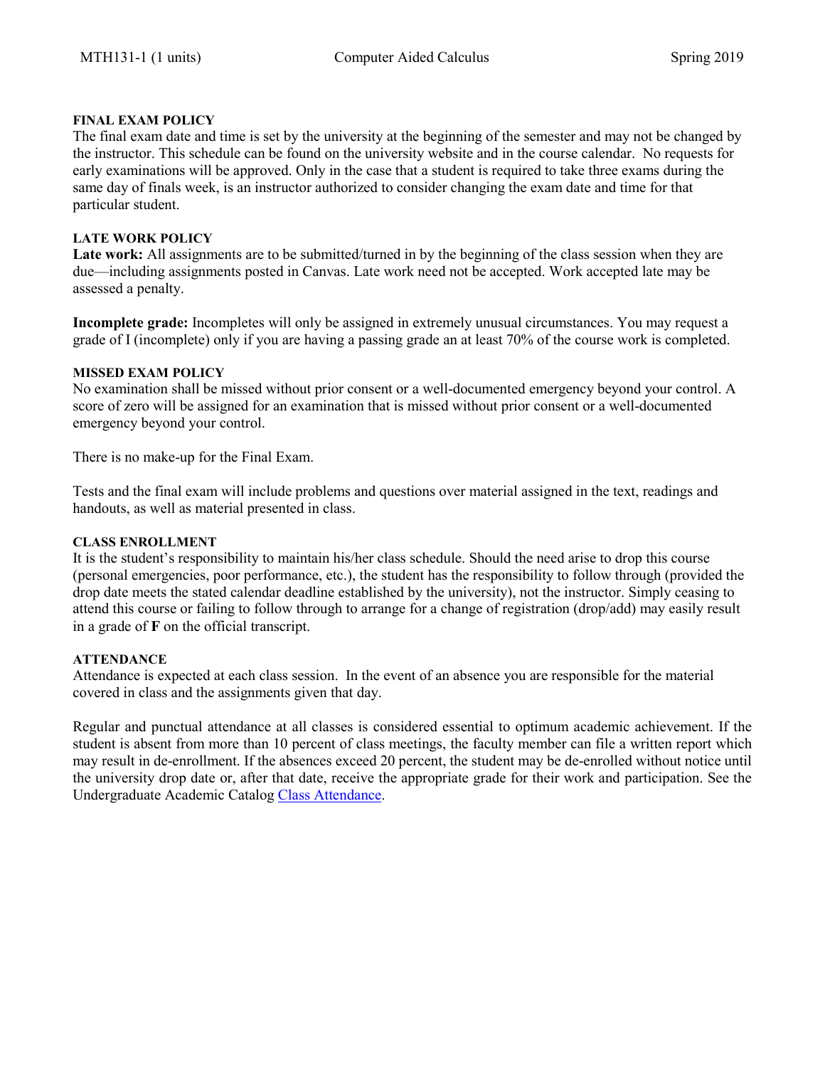## FINAL EXAM POLICY

The final exam date and time is set by the university at the beginning of the semester and may not be changed by the instructor. This schedule can be found on the university website and in the course calendar. No requests for early examinations will be approved. Only in the case that a student is required to take three exams during the same day of finals week, is an instructor authorized to consider changing the exam date and time for that particular student.

## LATE WORK POLICY

**Late work:** All assignments are to be submitted/turned in by the beginning of the class session when they are due—including assignments posted in Canvas. Late work need not be accepted. Work accepted late may be assessed a penalty.

**Incomplete grade:** Incompletes will only be assigned in extremely unusual circumstances. You may request a grade of I (incomplete) only if you are having a passing grade an at least 70% of the course work is completed.

## MISSED EXAM POLICY

No examination shall be missed without prior consent or a well-documented emergency beyond your control. A score of zero will be assigned for an examination that is missed without prior consent or a well-documented emergency beyond your control.

There is no make-up for the Final Exam.

Tests and the final exam will include problems and questions over material assigned in the text, readings and handouts, as well as material presented in class.

## CLASS ENROLLMENT

It is the student's responsibility to maintain his/her class schedule. Should the need arise to drop this course (personal emergencies, poor performance, etc.), the student has the responsibility to follow through (provided the drop date meets the stated calendar deadline established by the university), not the instructor. Simply ceasing to attend this course or failing to follow through to arrange for a change of registration (drop/add) may easily result in a grade of **F** on the official transcript.

## ATTENDANCE

Attendance is expected at each class session. In the event of an absence you are responsible for the material covered in class and the assignments given that day.

Regular and punctual attendance at all classes is considered essential to optimum academic achievement. If the student is absent from more than 10 percent of class meetings, the faculty member can file a written report which may result in de-enrollment. If the absences exceed 20 percent, the student may be de-enrolled without notice until the university drop date or, after that date, receive the appropriate grade for their work and participation. See the Undergraduate Academic Catalog Class Attendance.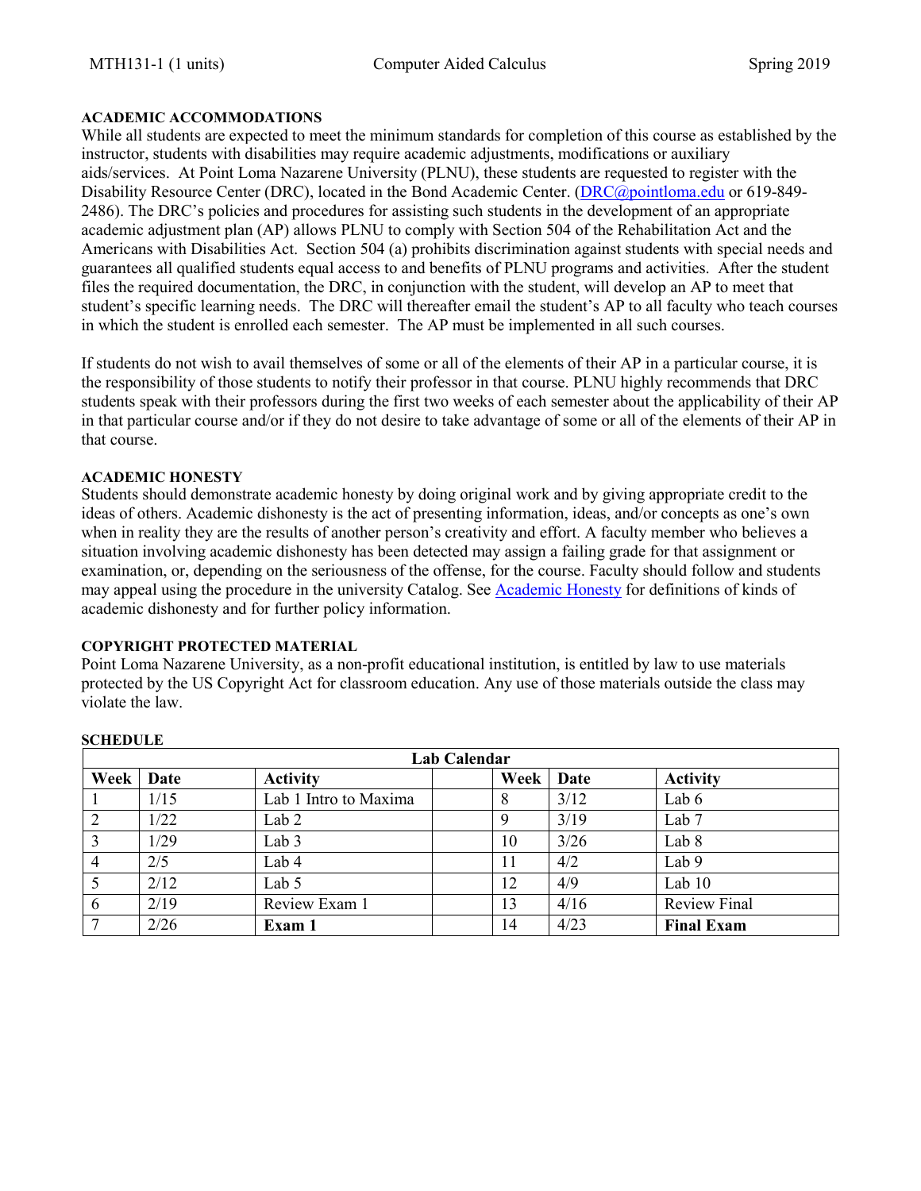## ACADEMIC ACCOMMODATIONS

While all students are expected to meet the minimum standards for completion of this course as established by the instructor, students with disabilities may require academic adjustments, modifications or auxiliary aids/services. At Point Loma Nazarene University (PLNU), these students are requested to register with the Disability Resource Center (DRC), located in the Bond Academic Center. (DRC@pointloma.edu or 619-849-2486). The DRC's policies and procedures for assisting such students in the development of an appropriate academic adjustment plan (AP) allows PLNU to comply with Section 504 of the Rehabilitation Act and the Americans with Disabilities Act. Section 504 (a) prohibits discrimination against students with special needs and guarantees all qualified students equal access to and benefits of PLNU programs and activities. After the student files the required documentation, the DRC, in conjunction with the student, will develop an AP to meet that student's specific learning needs. The DRC will thereafter email the student's AP to all faculty who teach courses in which the student is enrolled each semester. The AP must be implemented in all such courses.

If students do not wish to avail themselves of some or all of the elements of their AP in a particular course, it is the responsibility of those students to notify their professor in that course. PLNU highly recommends that DRC students speak with their professors during the first two weeks of each semester about the applicability of their AP in that particular course and/or if they do not desire to take advantage of some or all of the elements of their AP in that course.

## ACADEMIC HONESTY

Students should demonstrate academic honesty by doing original work and by giving appropriate credit to the ideas of others. Academic dishonesty is the act of presenting information, ideas, and/or concepts as one's own when in reality they are the results of another person's creativity and effort. A faculty member who believes a situation involving academic dishonesty has been detected may assign a failing grade for that assignment or examination, or, depending on the seriousness of the offense, for the course. Faculty should follow and students may appeal using the procedure in the university Catalog. See Academic Honesty for definitions of kinds of academic dishonesty and for further policy information.

## COPYRIGHT PROTECTED MATERIAL

Point Loma Nazarene University, as a non-profit educational institution, is entitled by law to use materials protected by the US Copyright Act for classroom education. Any use of those materials outside the class may violate the law.

## SCHEDULE

| Lab Calendar | | | | | | |
|---|---|---|---|---|---|---|
| **Week** | **Date** | **Activity** | | **Week** | **Date** | **Activity** |
| 1 | 1/15 | Lab 1 Intro to Maxima | | 8 | 3/12 | Lab 6 |
| 2 | 1/22 | Lab 2 | | 9 | 3/19 | Lab 7 |
| 3 | 1/29 | Lab 3 | | 10 | 3/26 | Lab 8 |
| 4 | 2/5 | Lab 4 | | 11 | 4/2 | Lab 9 |
| 5 | 2/12 | Lab 5 | | 12 | 4/9 | Lab 10 |
| 6 | 2/19 | Review Exam 1 | | 13 | 4/16 | Review Final |
| 7 | 2/26 | **Exam 1** | | 14 | 4/23 | **Final Exam** |